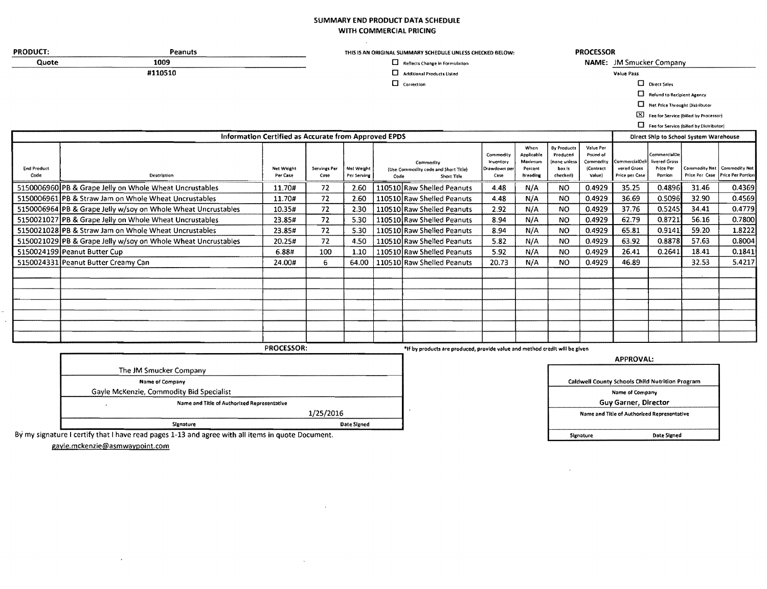# SUMMARY END PRODUCT DATA SCHEDULE WITH COMMERCIAL PRICING

**PRODUCT:** Peanuts

**Quote** 1009

#110510

THIS IS AN ORIGINAL SUMMARY SCHEDULE UNLESS CHECKED BELOW:

- ☐ Reflects Change in Formulation
- ☐ Additional Products Listed
- ☐ Correction

**PROCESSOR**

**NAME:** JM Smucker Company

Value Pass

- ☐ Direct Sales
- ☐ Refund to Recipient Agency
- ☐ Net Price Through Distributor
- ☒ Fee for Service (billed by Processor)
- ☐ Fee for Service (billed by Distributor)

| Information Certified as Accurate from Approved EPDS | | | | | | | | | | | Direct Ship to School System Warehouse | | | |
|---|---|---|---|---|---|---|---|---|---|---|---|---|---|---|
| End Product Code | Description | Net Weight Per Case | Servings Per Case | Net Weight Per Serving | Commodity (Use Commodity code and Short Title) Code | Short Title | Commodity Inventory Drawdown per Case | When Applicable Maximum Percent Breading | By Products Produced (none unless box is checked) | Value Per Pound of Commodity (Contract Value) | CommercialDelivered Gross Price per Case | CommercialDelivered Gross Price Per Portion | Commodity Net Price Per Case | Commodity Net Price Per Portion |
| 5150006960 | PB & Grape Jelly on Whole Wheat Uncrustables | 11.70# | 72 | 2.60 | 110510 | Raw Shelled Peanuts | 4.48 | N/A | NO | 0.4929 | 35.25 | 0.4896 | 31.46 | 0.4369 |
| 5150006961 | PB & Straw Jam on Whole Wheat Uncrustables | 11.70# | 72 | 2.60 | 110510 | Raw Shelled Peanuts | 4.48 | N/A | NO | 0.4929 | 36.69 | 0.5096 | 32.90 | 0.4569 |
| 5150006964 | PB & Grape Jelly w/soy on Whole Wheat Uncrustables | 10.35# | 72 | 2.30 | 110510 | Raw Shelled Peanuts | 2.92 | N/A | NO | 0.4929 | 37.76 | 0.5245 | 34.41 | 0.4779 |
| 5150021027 | PB & Grape Jelly on Whole Wheat Uncrustables | 23.85# | 72 | 5.30 | 110510 | Raw Shelled Peanuts | 8.94 | N/A | NO | 0.4929 | 62.79 | 0.8721 | 56.16 | 0.7800 |
| 5150021028 | PB & Straw Jam on Whole Wheat Uncrustables | 23.85# | 72 | 5.30 | 110510 | Raw Shelled Peanuts | 8.94 | N/A | NO | 0.4929 | 65.81 | 0.9141 | 59.20 | 1.8222 |
| 5150021029 | PB & Grape Jelly w/soy on Whole Wheat Uncrustables | 20.25# | 72 | 4.50 | 110510 | Raw Shelled Peanuts | 5.82 | N/A | NO | 0.4929 | 63.92 | 0.8878 | 57.63 | 0.8004 |
| 5150024199 | Peanut Butter Cup | 6.88# | 100 | 1.10 | 110510 | Raw Shelled Peanuts | 5.92 | N/A | NO | 0.4929 | 26.41 | 0.2641 | 18.41 | 0.1841 |
| 5150024331 | Peanut Butter Creamy Can | 24.00# | 6 | 64.00 | 110510 | Raw Shelled Peanuts | 20.73 | N/A | NO | 0.4929 | 46.89 | | 32.53 | 5.4217 |

*If by products are produced, provide value and method credit will be given

**PROCESSOR:**

The JM Smucker Company
Name of Company

Gayle McKenzie, Commodity Bid Specialist
Name and Title of Authorized Representative

Signature — Date Signed: 1/25/2016

By my signature I certify that I have read pages 1-13 and agree with all items in quote Document.

gayle.mckenzie@asmwaypoint.com

**APPROVAL:**

Caldwell County Schools Child Nutrition Program
Name of Company

Guy Garner, Director
Name and Title of Authorized Representative

Signature — Date Signed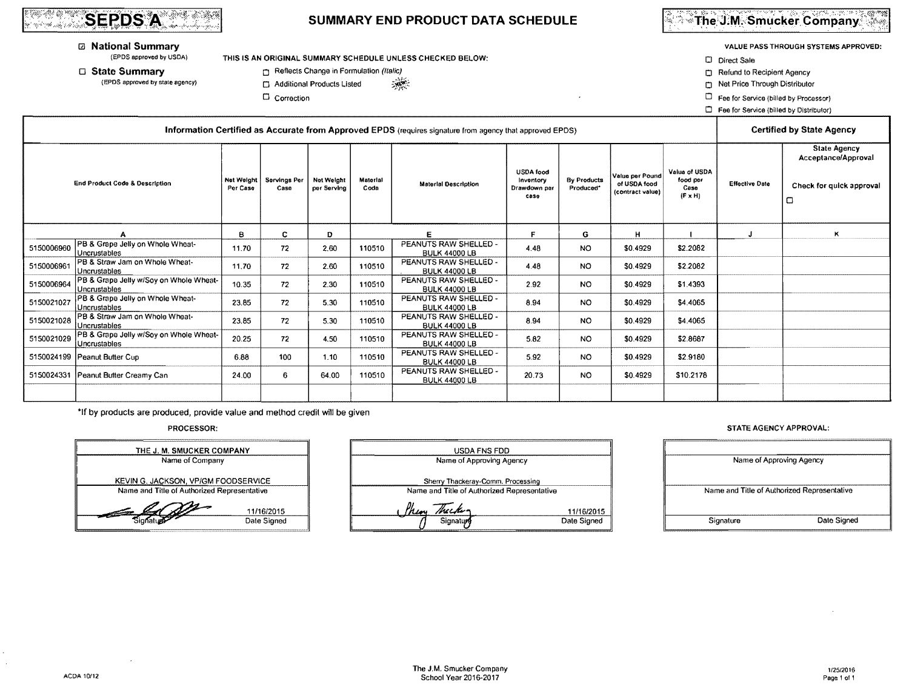**SEPDS A**

# SUMMARY END PRODUCT DATA SCHEDULE

**The J.M. Smucker Company**

☑ **National Summary** (EPDS approved by USDA)

☐ **State Summary** (EPDS approved by state agency)

THIS IS AN ORIGINAL SUMMARY SCHEDULE UNLESS CHECKED BELOW:

☐ Reflects Change in Formulation *(Italic)*

☐ Additional Products Listed

☐ Correction

VALUE PASS THROUGH SYSTEMS APPROVED:

☐ Direct Sale

☐ Refund to Recipient Agency

☐ Net Price Through Distributor

☐ Fee for Service (billed by Processor)

☐ Fee for Service (billed by Distributor)

| Information Certified as Accurate from Approved EPDS (requires signature from agency that approved EPDS) | | | | | | | | | | | Certified by State Agency | |
|---|---|---|---|---|---|---|---|---|---|---|---|---|
| End Product Code & Description | | Net Weight Per Case | Servings Per Case | Net Weight per Serving | Material Code | Material Description | USDA food Inventory Drawdown per case | By Products Produced* | Value per Pound of USDA food (contract value) | Value of USDA food per Case (F x H) | Effective Date | State Agency Acceptance/Approval<br>Check for quick approval ☐ |
| A | | B | C | D | | E | F | G | H | I | J | K |
| 5150006960 | PB & Grape Jelly on Whole Wheat-Uncrustables | 11.70 | 72 | 2.60 | 110510 | PEANUTS RAW SHELLED - BULK 44000 LB | 4.48 | NO | $0.4929 | $2.2082 | | |
| 5150006961 | PB & Straw Jam on Whole Wheat-Uncrustables | 11.70 | 72 | 2.60 | 110510 | PEANUTS RAW SHELLED - BULK 44000 LB | 4.48 | NO | $0.4929 | $2.2082 | | |
| 5150006964 | PB & Grape Jelly w/Soy on Whole Wheat-Uncrustables | 10.35 | 72 | 2.30 | 110510 | PEANUTS RAW SHELLED - BULK 44000 LB | 2.92 | NO | $0.4929 | $1.4393 | | |
| 5150021027 | PB & Grape Jelly on Whole Wheat-Uncrustables | 23.85 | 72 | 5.30 | 110510 | PEANUTS RAW SHELLED - BULK 44000 LB | 8.94 | NO | $0.4929 | $4.4065 | | |
| 5150021028 | PB & Straw Jam on Whole Wheat-Uncrustables | 23.85 | 72 | 5.30 | 110510 | PEANUTS RAW SHELLED - BULK 44000 LB | 8.94 | NO | $0.4929 | $4.4065 | | |
| 5150021029 | PB & Grape Jelly w/Soy on Whole Wheat-Uncrustables | 20.25 | 72 | 4.50 | 110510 | PEANUTS RAW SHELLED - BULK 44000 LB | 5.82 | NO | $0.4929 | $2.8687 | | |
| 5150024199 | Peanut Butter Cup | 6.88 | 100 | 1.10 | 110510 | PEANUTS RAW SHELLED - BULK 44000 LB | 5.92 | NO | $0.4929 | $2.9180 | | |
| 5150024331 | Peanut Butter Creamy Can | 24.00 | 6 | 64.00 | 110510 | PEANUTS RAW SHELLED - BULK 44000 LB | 20.73 | NO | $0.4929 | $10.2176 | | |
| | | | | | | | | | | | | |

*If by products are produced, provide value and method credit will be given

**PROCESSOR:**

THE J. M. SMUCKER COMPANY
Name of Company

KEVIN G. JACKSON, VP/GM FOODSERVICE
Name and Title of Authorized Representative

Signature: [signed] Date Signed: 11/16/2015

USDA FNS FDD
Name of Approving Agency

Sherry Thackeray-Comm. Processing
Name and Title of Authorized Representative

Signature: [signed] Date Signed: 11/16/2015

**STATE AGENCY APPROVAL:**

Name of Approving Agency

Name and Title of Authorized Representative

Signature Date Signed

ACDA 10/12

The J.M. Smucker Company
School Year 2016-2017

1/25/2016